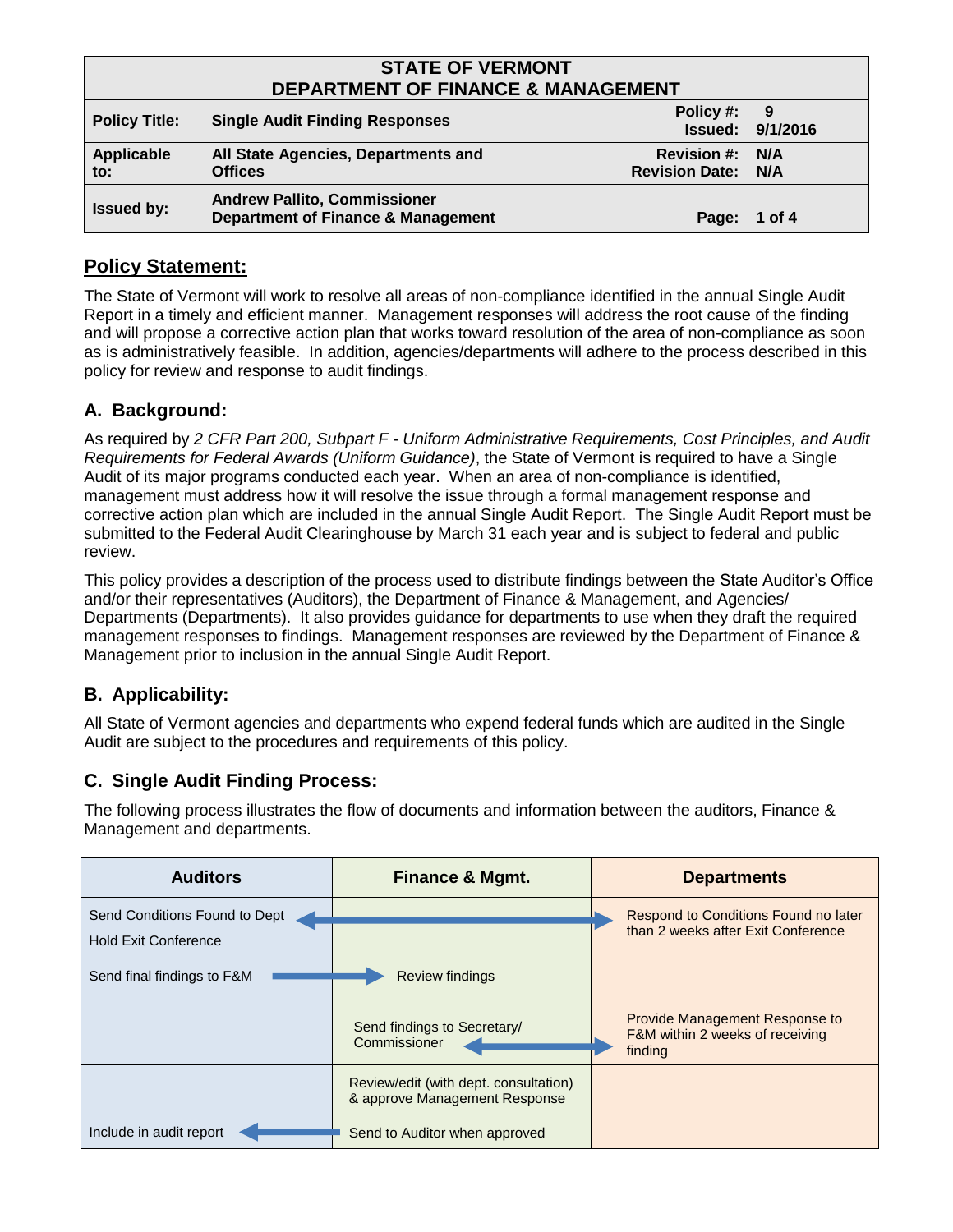| STATE OF VERMONT<br>DEPARTMENT OF FINANCE & MANAGEMENT | | |
|---|---|---|
| **Policy Title:** | **Single Audit Finding Responses** | **Policy #:** 9<br>**Issued:** 9/1/2016 |
| **Applicable to:** | **All State Agencies, Departments and Offices** | **Revision #:** N/A<br>**Revision Date:** N/A |
| **Issued by:** | **Andrew Pallito, Commissioner**<br>**Department of Finance & Management** | **Page:** 1 of 4 |

## Policy Statement:

The State of Vermont will work to resolve all areas of non-compliance identified in the annual Single Audit Report in a timely and efficient manner. Management responses will address the root cause of the finding and will propose a corrective action plan that works toward resolution of the area of non-compliance as soon as is administratively feasible. In addition, agencies/departments will adhere to the process described in this policy for review and response to audit findings.

## A. Background:

As required by *2 CFR Part 200, Subpart F - Uniform Administrative Requirements, Cost Principles, and Audit Requirements for Federal Awards (Uniform Guidance)*, the State of Vermont is required to have a Single Audit of its major programs conducted each year. When an area of non-compliance is identified, management must address how it will resolve the issue through a formal management response and corrective action plan which are included in the annual Single Audit Report. The Single Audit Report must be submitted to the Federal Audit Clearinghouse by March 31 each year and is subject to federal and public review.

This policy provides a description of the process used to distribute findings between the State Auditor's Office and/or their representatives (Auditors), the Department of Finance & Management, and Agencies/ Departments (Departments). It also provides guidance for departments to use when they draft the required management responses to findings. Management responses are reviewed by the Department of Finance & Management prior to inclusion in the annual Single Audit Report.

## B. Applicability:

All State of Vermont agencies and departments who expend federal funds which are audited in the Single Audit are subject to the procedures and requirements of this policy.

## C. Single Audit Finding Process:

The following process illustrates the flow of documents and information between the auditors, Finance & Management and departments.

| Auditors | Finance & Mgmt. | Departments |
|---|---|---|
| Send Conditions Found to Dept<br>Hold Exit Conference | ↔ | Respond to Conditions Found no later than 2 weeks after Exit Conference |
| Send final findings to F&M → | Review findings<br><br>Send findings to Secretary/ Commissioner ↔ | Provide Management Response to F&M within 2 weeks of receiving finding |
| Include in audit report ← | Review/edit (with dept. consultation) & approve Management Response<br><br>Send to Auditor when approved | |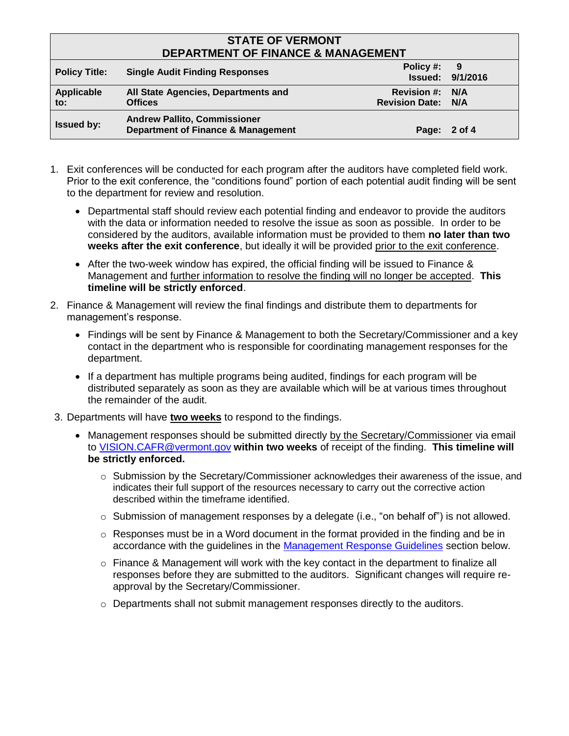1. Exit conferences will be conducted for each program after the auditors have completed field work. Prior to the exit conference, the "conditions found" portion of each potential audit finding will be sent to the department for review and resolution.

   - Departmental staff should review each potential finding and endeavor to provide the auditors with the data or information needed to resolve the issue as soon as possible. In order to be considered by the auditors, available information must be provided to them **no later than two weeks after the exit conference**, but ideally it will be provided prior to the exit conference.

   - After the two-week window has expired, the official finding will be issued to Finance & Management and further information to resolve the finding will no longer be accepted. **This timeline will be strictly enforced**.

2. Finance & Management will review the final findings and distribute them to departments for management's response.

   - Findings will be sent by Finance & Management to both the Secretary/Commissioner and a key contact in the department who is responsible for coordinating management responses for the department.

   - If a department has multiple programs being audited, findings for each program will be distributed separately as soon as they are available which will be at various times throughout the remainder of the audit.

3. Departments will have **two weeks** to respond to the findings.

   - Management responses should be submitted directly by the Secretary/Commissioner via email to VISION.CAFR@vermont.gov **within two weeks** of receipt of the finding. **This timeline will be strictly enforced.**

     - Submission by the Secretary/Commissioner acknowledges their awareness of the issue, and indicates their full support of the resources necessary to carry out the corrective action described within the timeframe identified.

     - Submission of management responses by a delegate (i.e., "on behalf of") is not allowed.

     - Responses must be in a Word document in the format provided in the finding and be in accordance with the guidelines in the Management Response Guidelines section below.

     - Finance & Management will work with the key contact in the department to finalize all responses before they are submitted to the auditors. Significant changes will require re-approval by the Secretary/Commissioner.

     - Departments shall not submit management responses directly to the auditors.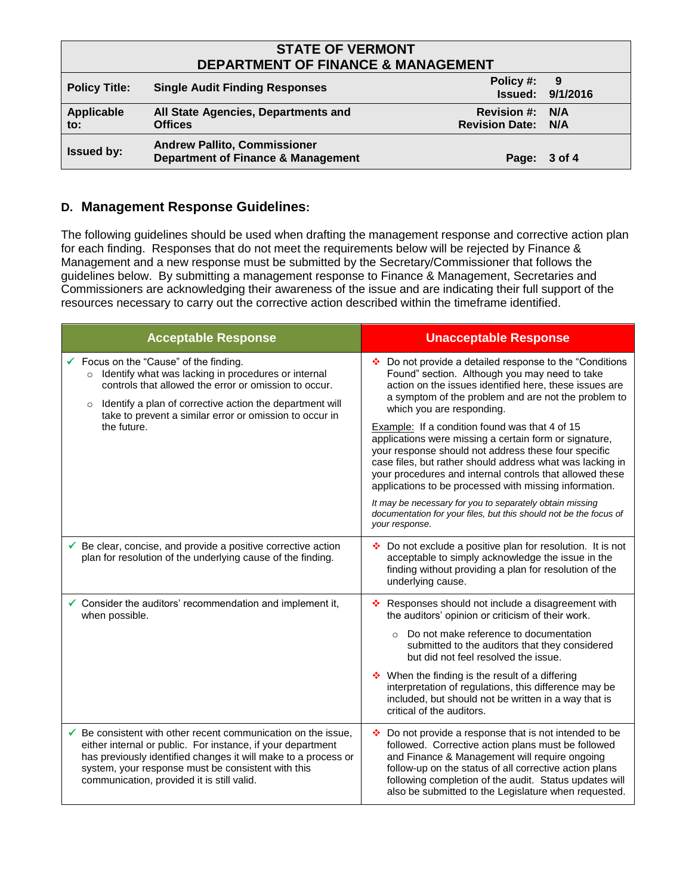## D. Management Response Guidelines:

The following guidelines should be used when drafting the management response and corrective action plan for each finding. Responses that do not meet the requirements below will be rejected by Finance & Management and a new response must be submitted by the Secretary/Commissioner that follows the guidelines below. By submitting a management response to Finance & Management, Secretaries and Commissioners are acknowledging their awareness of the issue and are indicating their full support of the resources necessary to carry out the corrective action described within the timeframe identified.

| Acceptable Response | Unacceptable Response |
|---|---|
| ✓ Focus on the "Cause" of the finding.<br>○ Identify what was lacking in procedures or internal controls that allowed the error or omission to occur.<br>○ Identify a plan of corrective action the department will take to prevent a similar error or omission to occur in the future. | ❖ Do not provide a detailed response to the "Conditions Found" section. Although you may need to take action on the issues identified here, these issues are a symptom of the problem and are not the problem to which you are responding.<br><br><u>Example:</u> If a condition found was that 4 of 15 applications were missing a certain form or signature, your response should not address these four specific case files, but rather should address what was lacking in your procedures and internal controls that allowed these applications to be processed with missing information.<br><br>*It may be necessary for you to separately obtain missing documentation for your files, but this should not be the focus of your response.* |
| ✓ Be clear, concise, and provide a positive corrective action plan for resolution of the underlying cause of the finding. | ❖ Do not exclude a positive plan for resolution. It is not acceptable to simply acknowledge the issue in the finding without providing a plan for resolution of the underlying cause. |
| ✓ Consider the auditors' recommendation and implement it, when possible. | ❖ Responses should not include a disagreement with the auditors' opinion or criticism of their work.<br>○ Do not make reference to documentation submitted to the auditors that they considered but did not feel resolved the issue.<br><br>❖ When the finding is the result of a differing interpretation of regulations, this difference may be included, but should not be written in a way that is critical of the auditors. |
| ✓ Be consistent with other recent communication on the issue, either internal or public. For instance, if your department has previously identified changes it will make to a process or system, your response must be consistent with this communication, provided it is still valid. | ❖ Do not provide a response that is not intended to be followed. Corrective action plans must be followed and Finance & Management will require ongoing follow-up on the status of all corrective action plans following completion of the audit. Status updates will also be submitted to the Legislature when requested. |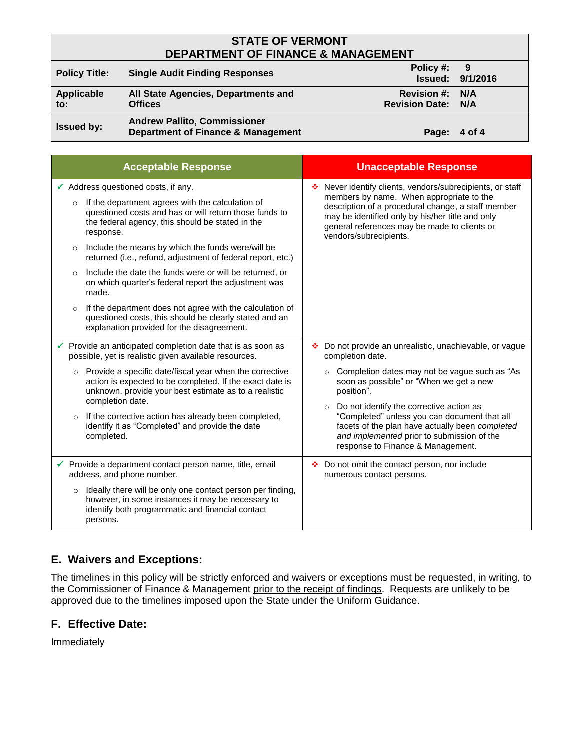| Acceptable Response | Unacceptable Response |
| --- | --- |
| ✓ Address questioned costs, if any.<br>◦ If the department agrees with the calculation of questioned costs and has or will return those funds to the federal agency, this should be stated in the response.<br>◦ Include the means by which the funds were/will be returned (i.e., refund, adjustment of federal report, etc.)<br>◦ Include the date the funds were or will be returned, or on which quarter's federal report the adjustment was made.<br>◦ If the department does not agree with the calculation of questioned costs, this should be clearly stated and an explanation provided for the disagreement. | ❖ Never identify clients, vendors/subrecipients, or staff members by name. When appropriate to the description of a procedural change, a staff member may be identified only by his/her title and only general references may be made to clients or vendors/subrecipients. |
| ✓ Provide an anticipated completion date that is as soon as possible, yet is realistic given available resources.<br>◦ Provide a specific date/fiscal year when the corrective action is expected to be completed. If the exact date is unknown, provide your best estimate as to a realistic completion date.<br>◦ If the corrective action has already been completed, identify it as "Completed" and provide the date completed. | ❖ Do not provide an unrealistic, unachievable, or vague completion date.<br>◦ Completion dates may not be vague such as "As soon as possible" or "When we get a new position".<br>◦ Do not identify the corrective action as "Completed" unless you can document that all facets of the plan have actually been *completed and implemented* prior to submission of the response to Finance & Management. |
| ✓ Provide a department contact person name, title, email address, and phone number.<br>◦ Ideally there will be only one contact person per finding, however, in some instances it may be necessary to identify both programmatic and financial contact persons. | ❖ Do not omit the contact person, nor include numerous contact persons. |

## E. Waivers and Exceptions:

The timelines in this policy will be strictly enforced and waivers or exceptions must be requested, in writing, to the Commissioner of Finance & Management prior to the receipt of findings. Requests are unlikely to be approved due to the timelines imposed upon the State under the Uniform Guidance.

## F. Effective Date:

Immediately